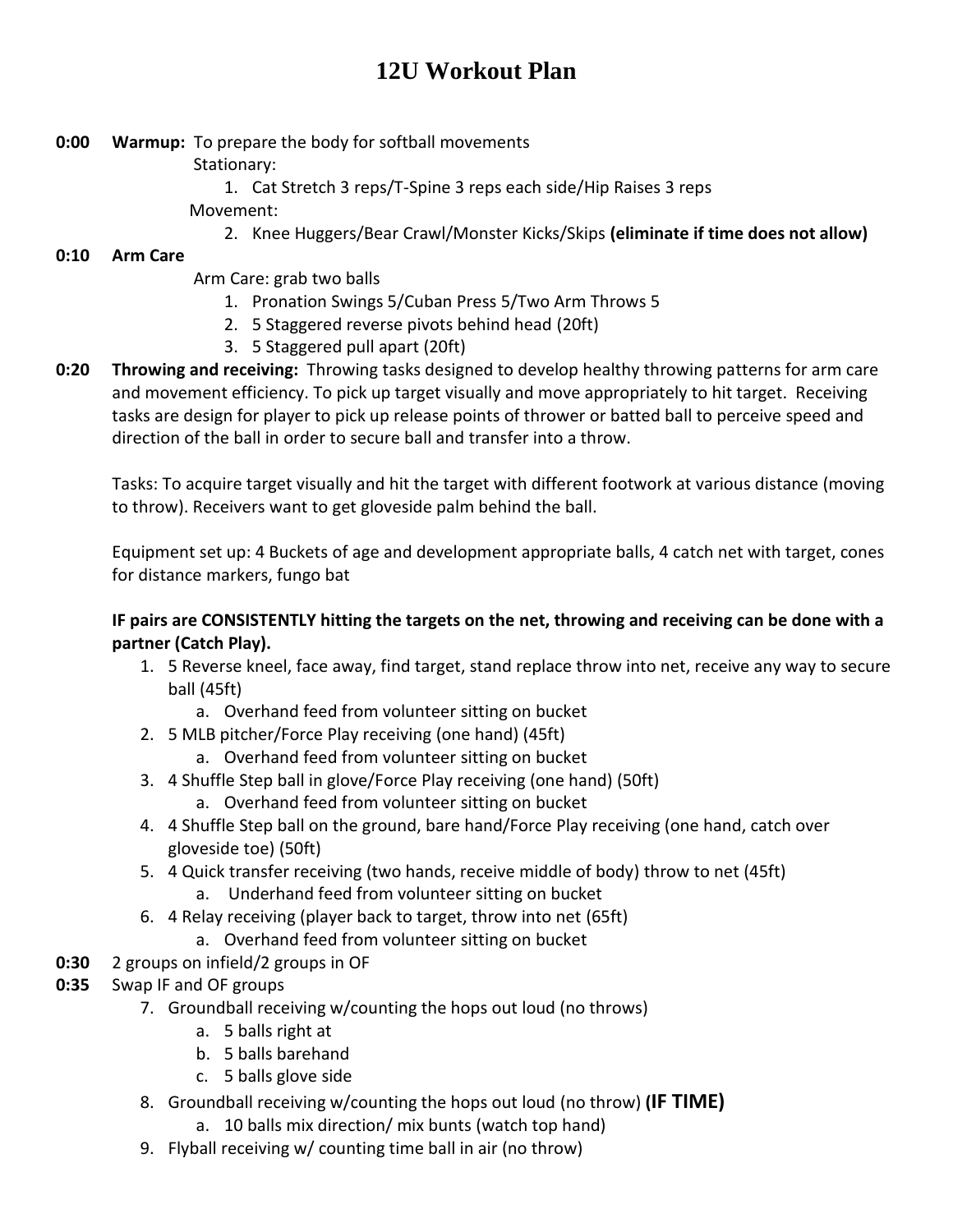# 12U Workout Plan

**0:00** **Warmup:** To prepare the body for softball movements

Stationary:

1. Cat Stretch 3 reps/T-Spine 3 reps each side/Hip Raises 3 reps

Movement:

2. Knee Huggers/Bear Crawl/Monster Kicks/Skips **(eliminate if time does not allow)**

**0:10** **Arm Care**

Arm Care: grab two balls

1. Pronation Swings 5/Cuban Press 5/Two Arm Throws 5
2. 5 Staggered reverse pivots behind head (20ft)
3. 5 Staggered pull apart (20ft)

**0:20** **Throwing and receiving:** Throwing tasks designed to develop healthy throwing patterns for arm care and movement efficiency. To pick up target visually and move appropriately to hit target. Receiving tasks are design for player to pick up release points of thrower or batted ball to perceive speed and direction of the ball in order to secure ball and transfer into a throw.

Tasks: To acquire target visually and hit the target with different footwork at various distance (moving to throw). Receivers want to get gloveside palm behind the ball.

Equipment set up: 4 Buckets of age and development appropriate balls, 4 catch net with target, cones for distance markers, fungo bat

**IF pairs are CONSISTENTLY hitting the targets on the net, throwing and receiving can be done with a partner (Catch Play).**

1. 5 Reverse kneel, face away, find target, stand replace throw into net, receive any way to secure ball (45ft)
   a. Overhand feed from volunteer sitting on bucket
2. 5 MLB pitcher/Force Play receiving (one hand) (45ft)
   a. Overhand feed from volunteer sitting on bucket
3. 4 Shuffle Step ball in glove/Force Play receiving (one hand) (50ft)
   a. Overhand feed from volunteer sitting on bucket
4. 4 Shuffle Step ball on the ground, bare hand/Force Play receiving (one hand, catch over gloveside toe) (50ft)
5. 4 Quick transfer receiving (two hands, receive middle of body) throw to net (45ft)
   a. Underhand feed from volunteer sitting on bucket
6. 4 Relay receiving (player back to target, throw into net (65ft)
   a. Overhand feed from volunteer sitting on bucket

**0:30** 2 groups on infield/2 groups in OF

**0:35** Swap IF and OF groups

7. Groundball receiving w/counting the hops out loud (no throws)
   a. 5 balls right at
   b. 5 balls barehand
   c. 5 balls glove side
8. Groundball receiving w/counting the hops out loud (no throw) **(IF TIME)**
   a. 10 balls mix direction/ mix bunts (watch top hand)
9. Flyball receiving w/ counting time ball in air (no throw)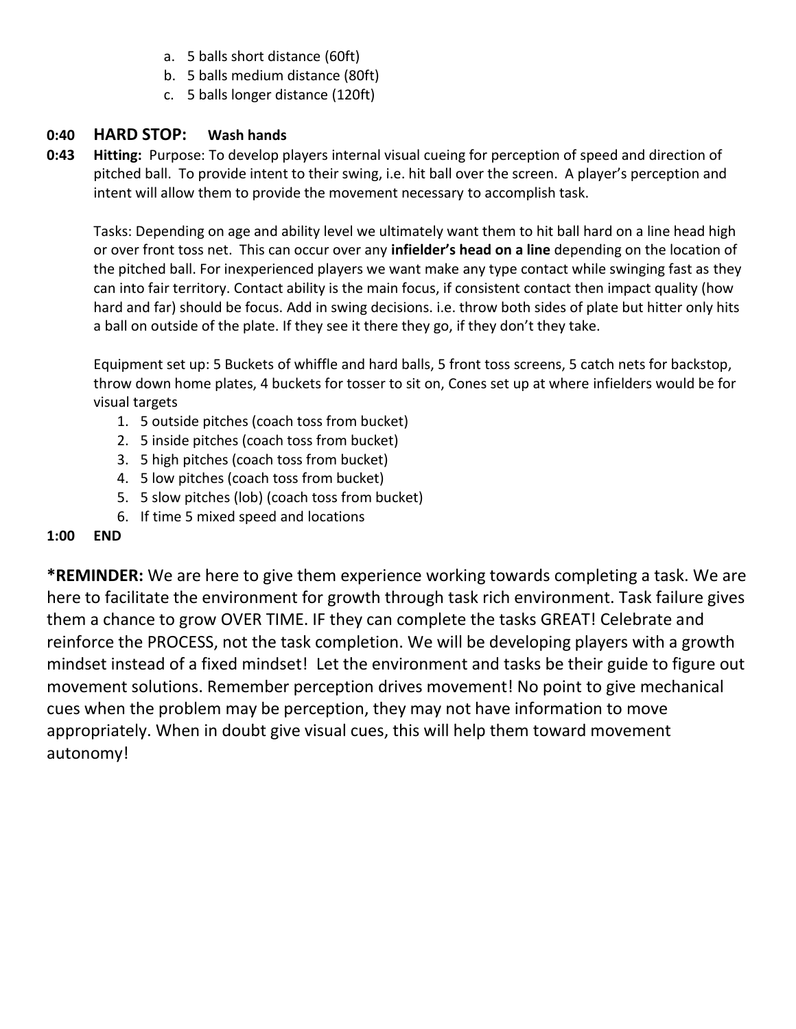a. 5 balls short distance (60ft)
   b. 5 balls medium distance (80ft)
   c. 5 balls longer distance (120ft)

**0:40 HARD STOP: Wash hands**

**0:43 Hitting:** Purpose: To develop players internal visual cueing for perception of speed and direction of pitched ball. To provide intent to their swing, i.e. hit ball over the screen. A player's perception and intent will allow them to provide the movement necessary to accomplish task.

Tasks: Depending on age and ability level we ultimately want them to hit ball hard on a line head high or over front toss net. This can occur over any **infielder's head on a line** depending on the location of the pitched ball. For inexperienced players we want make any type contact while swinging fast as they can into fair territory. Contact ability is the main focus, if consistent contact then impact quality (how hard and far) should be focus. Add in swing decisions. i.e. throw both sides of plate but hitter only hits a ball on outside of the plate. If they see it there they go, if they don't they take.

Equipment set up: 5 Buckets of whiffle and hard balls, 5 front toss screens, 5 catch nets for backstop, throw down home plates, 4 buckets for tosser to sit on, Cones set up at where infielders would be for visual targets

1. 5 outside pitches (coach toss from bucket)
2. 5 inside pitches (coach toss from bucket)
3. 5 high pitches (coach toss from bucket)
4. 5 low pitches (coach toss from bucket)
5. 5 slow pitches (lob) (coach toss from bucket)
6. If time 5 mixed speed and locations

**1:00 END**

***REMINDER:** We are here to give them experience working towards completing a task. We are here to facilitate the environment for growth through task rich environment. Task failure gives them a chance to grow OVER TIME. IF they can complete the tasks GREAT! Celebrate and reinforce the PROCESS, not the task completion. We will be developing players with a growth mindset instead of a fixed mindset! Let the environment and tasks be their guide to figure out movement solutions. Remember perception drives movement! No point to give mechanical cues when the problem may be perception, they may not have information to move appropriately. When in doubt give visual cues, this will help them toward movement autonomy!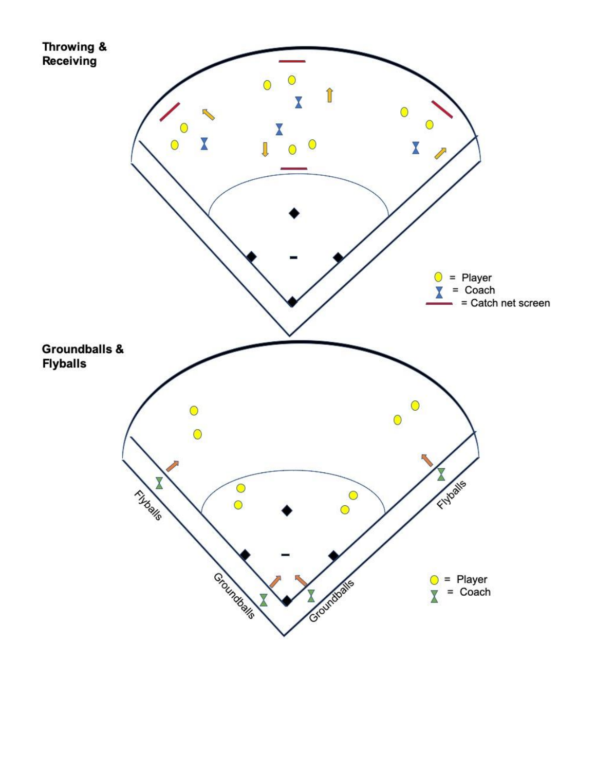## Throwing & Receiving

- ○ = Player
- ⧗ = Coach
- ▬ = Catch net screen

## Groundballs & Flyballs

Flyballs

Groundballs

Groundballs

Flyballs

- ○ = Player
- ⧗ = Coach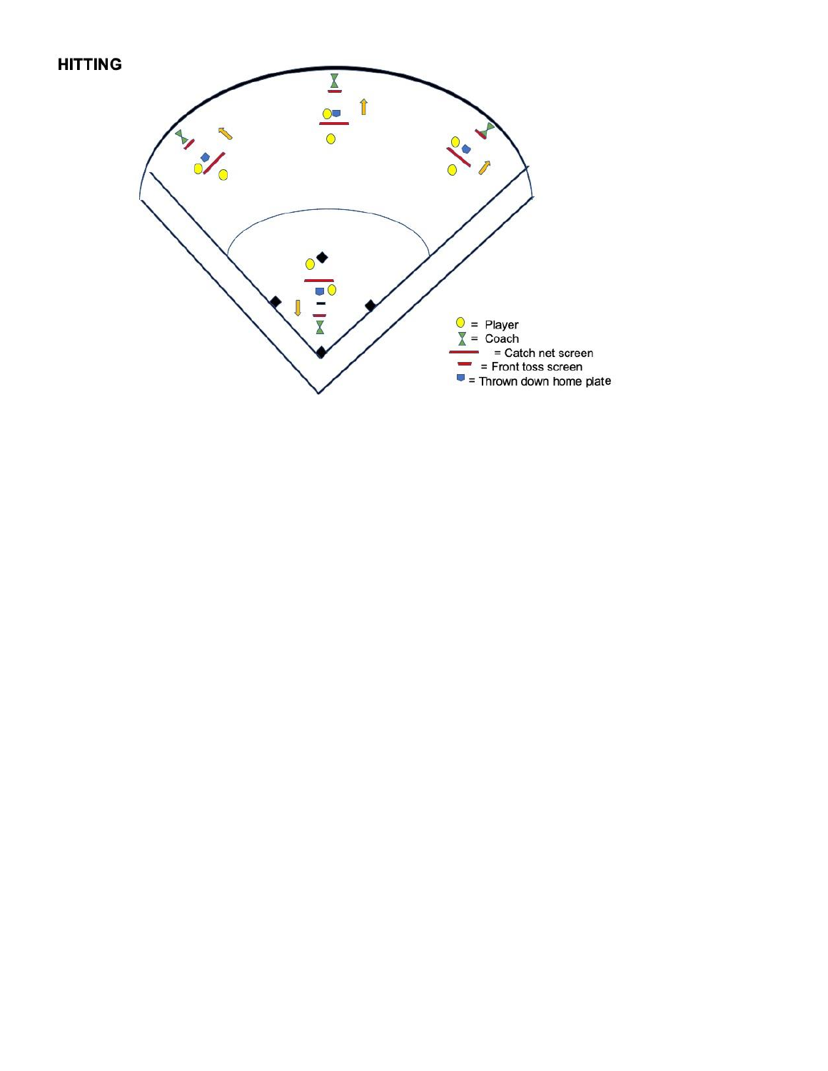**HITTING**

= Player

= Coach

= Catch net screen

= Front toss screen

= Thrown down home plate